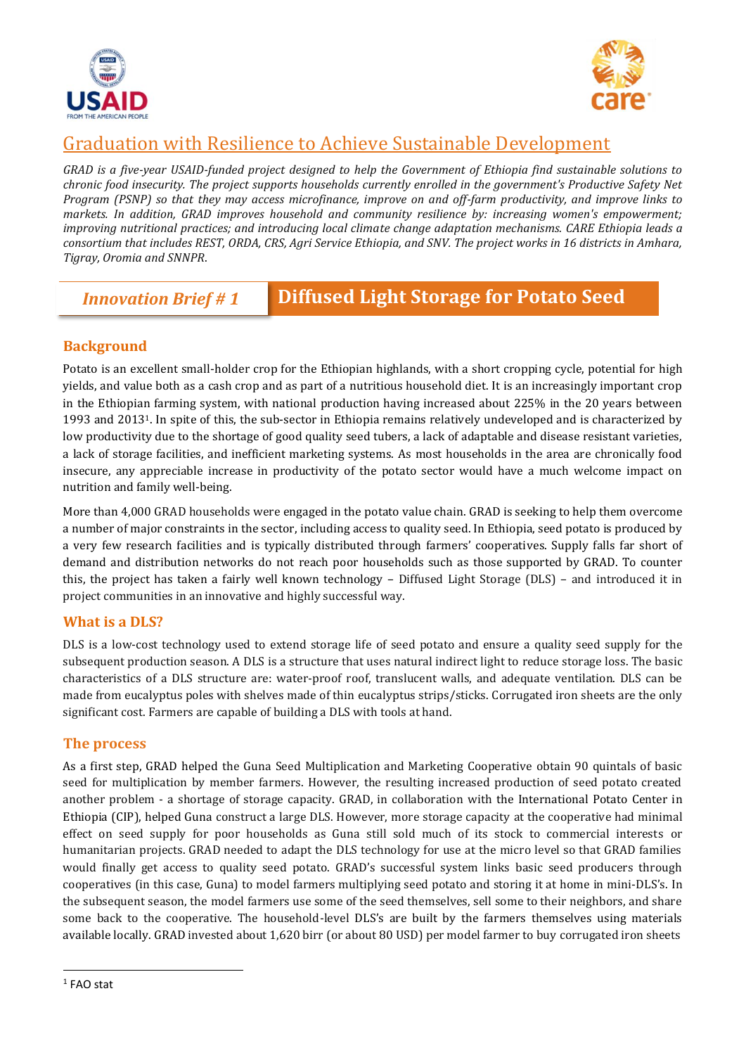# Graduation with Resilience to Achieve Sustainable Development

*GRAD is a five-year USAID-funded project designed to help the Government of Ethiopia find sustainable solutions to chronic food insecurity. The project supports households currently enrolled in the government's Productive Safety Net Program (PSNP) so that they may access microfinance, improve on and off-farm productivity, and improve links to markets. In addition, GRAD improves household and community resilience by: increasing women's empowerment; improving nutritional practices; and introducing local climate change adaptation mechanisms. CARE Ethiopia leads a consortium that includes REST, ORDA, CRS, Agri Service Ethiopia, and SNV. The project works in 16 districts in Amhara, Tigray, Oromia and SNNPR.*

## *Innovation Brief # 1* — Diffused Light Storage for Potato Seed

### Background

Potato is an excellent small-holder crop for the Ethiopian highlands, with a short cropping cycle, potential for high yields, and value both as a cash crop and as part of a nutritious household diet. It is an increasingly important crop in the Ethiopian farming system, with national production having increased about 225% in the 20 years between 1993 and 2013[1]. In spite of this, the sub-sector in Ethiopia remains relatively undeveloped and is characterized by low productivity due to the shortage of good quality seed tubers, a lack of adaptable and disease resistant varieties, a lack of storage facilities, and inefficient marketing systems. As most households in the area are chronically food insecure, any appreciable increase in productivity of the potato sector would have a much welcome impact on nutrition and family well-being.

More than 4,000 GRAD households were engaged in the potato value chain. GRAD is seeking to help them overcome a number of major constraints in the sector, including access to quality seed. In Ethiopia, seed potato is produced by a very few research facilities and is typically distributed through farmers' cooperatives. Supply falls far short of demand and distribution networks do not reach poor households such as those supported by GRAD. To counter this, the project has taken a fairly well known technology – Diffused Light Storage (DLS) – and introduced it in project communities in an innovative and highly successful way.

### What is a DLS?

DLS is a low-cost technology used to extend storage life of seed potato and ensure a quality seed supply for the subsequent production season. A DLS is a structure that uses natural indirect light to reduce storage loss. The basic characteristics of a DLS structure are: water-proof roof, translucent walls, and adequate ventilation. DLS can be made from eucalyptus poles with shelves made of thin eucalyptus strips/sticks. Corrugated iron sheets are the only significant cost. Farmers are capable of building a DLS with tools at hand.

### The process

As a first step, GRAD helped the Guna Seed Multiplication and Marketing Cooperative obtain 90 quintals of basic seed for multiplication by member farmers. However, the resulting increased production of seed potato created another problem - a shortage of storage capacity. GRAD, in collaboration with the International Potato Center in Ethiopia (CIP), helped Guna construct a large DLS. However, more storage capacity at the cooperative had minimal effect on seed supply for poor households as Guna still sold much of its stock to commercial interests or humanitarian projects. GRAD needed to adapt the DLS technology for use at the micro level so that GRAD families would finally get access to quality seed potato. GRAD's successful system links basic seed producers through cooperatives (in this case, Guna) to model farmers multiplying seed potato and storing it at home in mini-DLS's. In the subsequent season, the model farmers use some of the seed themselves, sell some to their neighbors, and share some back to the cooperative. The household-level DLS's are built by the farmers themselves using materials available locally. GRAD invested about 1,620 birr (or about 80 USD) per model farmer to buy corrugated iron sheets

---

[1] FAO stat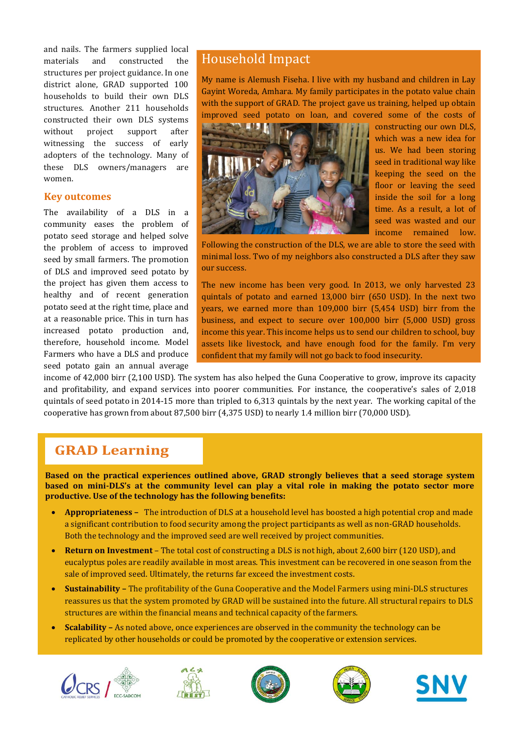and nails. The farmers supplied local materials and constructed the structures per project guidance. In one district alone, GRAD supported 100 households to build their own DLS structures. Another 211 households constructed their own DLS systems without project support after witnessing the success of early adopters of the technology. Many of these DLS owners/managers are women.

### Key outcomes

The availability of a DLS in a community eases the problem of potato seed storage and helped solve the problem of access to improved seed by small farmers. The promotion of DLS and improved seed potato by the project has given them access to healthy and of recent generation potato seed at the right time, place and at a reasonable price. This in turn has increased potato production and, therefore, household income. Model Farmers who have a DLS and produce seed potato gain an annual average income of 42,000 birr (2,100 USD). The system has also helped the Guna Cooperative to grow, improve its capacity and profitability, and expand services into poorer communities. For instance, the cooperative's sales of 2,018 quintals of seed potato in 2014-15 more than tripled to 6,313 quintals by the next year. The working capital of the cooperative has grown from about 87,500 birr (4,375 USD) to nearly 1.4 million birr (70,000 USD).

## Household Impact

My name is Alemush Fiseha. I live with my husband and children in Lay Gayint Woreda, Amhara. My family participates in the potato value chain with the support of GRAD. The project gave us training, helped up obtain improved seed potato on loan, and covered some of the costs of constructing our own DLS, which was a new idea for us. We had been storing seed in traditional way like keeping the seed on the floor or leaving the seed inside the soil for a long time. As a result, a lot of seed was wasted and our income remained low. Following the construction of the DLS, we are able to store the seed with minimal loss. Two of my neighbors also constructed a DLS after they saw our success.

The new income has been very good. In 2013, we only harvested 23 quintals of potato and earned 13,000 birr (650 USD). In the next two years, we earned more than 109,000 birr (5,454 USD) birr from the business, and expect to secure over 100,000 birr (5,000 USD) gross income this year. This income helps us to send our children to school, buy assets like livestock, and have enough food for the family. I'm very confident that my family will not go back to food insecurity.

## GRAD Learning

**Based on the practical experiences outlined above, GRAD strongly believes that a seed storage system based on mini-DLS's at the community level can play a vital role in making the potato sector more productive. Use of the technology has the following benefits:**

- **Appropriateness –** The introduction of DLS at a household level has boosted a high potential crop and made a significant contribution to food security among the project participants as well as non-GRAD households. Both the technology and the improved seed are well received by project communities.
- **Return on Investment** – The total cost of constructing a DLS is not high, about 2,600 birr (120 USD), and eucalyptus poles are readily available in most areas. This investment can be recovered in one season from the sale of improved seed. Ultimately, the returns far exceed the investment costs.
- **Sustainability –** The profitability of the Guna Cooperative and the Model Farmers using mini-DLS structures reassures us that the system promoted by GRAD will be sustained into the future. All structural repairs to DLS structures are within the financial means and technical capacity of the farmers.
- **Scalability –** As noted above, once experiences are observed in the community the technology can be replicated by other households or could be promoted by the cooperative or extension services.